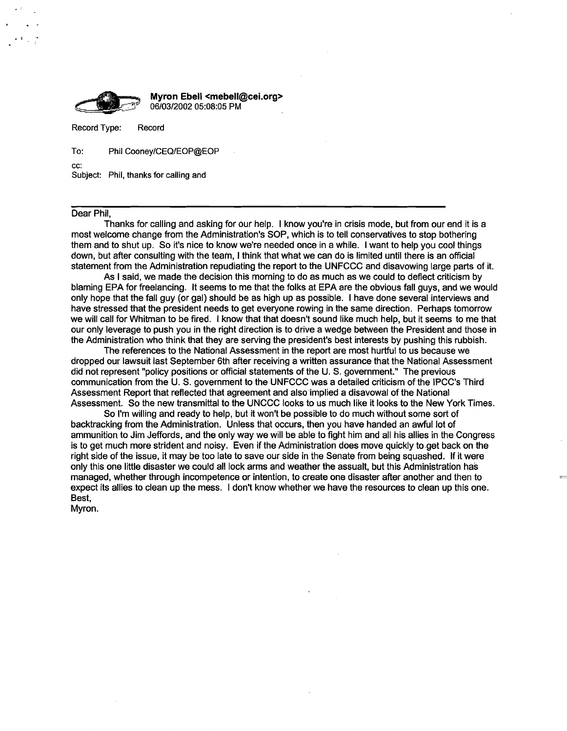**Myron Ebell <mebell@cei.org>**
06/03/2002 05:08:05 PM

Record Type: Record

To: Phil Cooney/CEQ/EOP@EOP

cc:

Subject: Phil, thanks for calling and

---

Dear Phil,

Thanks for calling and asking for our help. I know you're in crisis mode, but from our end it is a most welcome change from the Administration's SOP, which is to tell conservatives to stop bothering them and to shut up. So it's nice to know we're needed once in a while. I want to help you cool things down, but after consulting with the team, I think that what we can do is limited until there is an official statement from the Administration repudiating the report to the UNFCCC and disavowing large parts of it.

As I said, we made the decision this morning to do as much as we could to deflect criticism by blaming EPA for freelancing. It seems to me that the folks at EPA are the obvious fall guys, and we would only hope that the fall guy (or gal) should be as high up as possible. I have done several interviews and have stressed that the president needs to get everyone rowing in the same direction. Perhaps tomorrow we will call for Whitman to be fired. I know that that doesn't sound like much help, but it seems to me that our only leverage to push you in the right direction is to drive a wedge between the President and those in the Administration who think that they are serving the president's best interests by pushing this rubbish.

The references to the National Assessment in the report are most hurtful to us because we dropped our lawsuit last September 6th after receiving a written assurance that the National Assessment did not represent "policy positions or official statements of the U. S. government." The previous communication from the U. S. government to the UNFCCC was a detailed criticism of the IPCC's Third Assessment Report that reflected that agreement and also implied a disavowal of the National Assessment. So the new transmittal to the UNCCC looks to us much like it looks to the New York Times.

So I'm willing and ready to help, but it won't be possible to do much without some sort of backtracking from the Administration. Unless that occurs, then you have handed an awful lot of ammunition to Jim Jeffords, and the only way we will be able to fight him and all his allies in the Congress is to get much more strident and noisy. Even if the Administration does move quickly to get back on the right side of the issue, it may be too late to save our side in the Senate from being squashed. If it were only this one little disaster we could all lock arms and weather the assault, but this Administration has managed, whether through incompetence or intention, to create one disaster after another and then to expect its allies to clean up the mess. I don't know whether we have the resources to clean up this one.

Best,
Myron.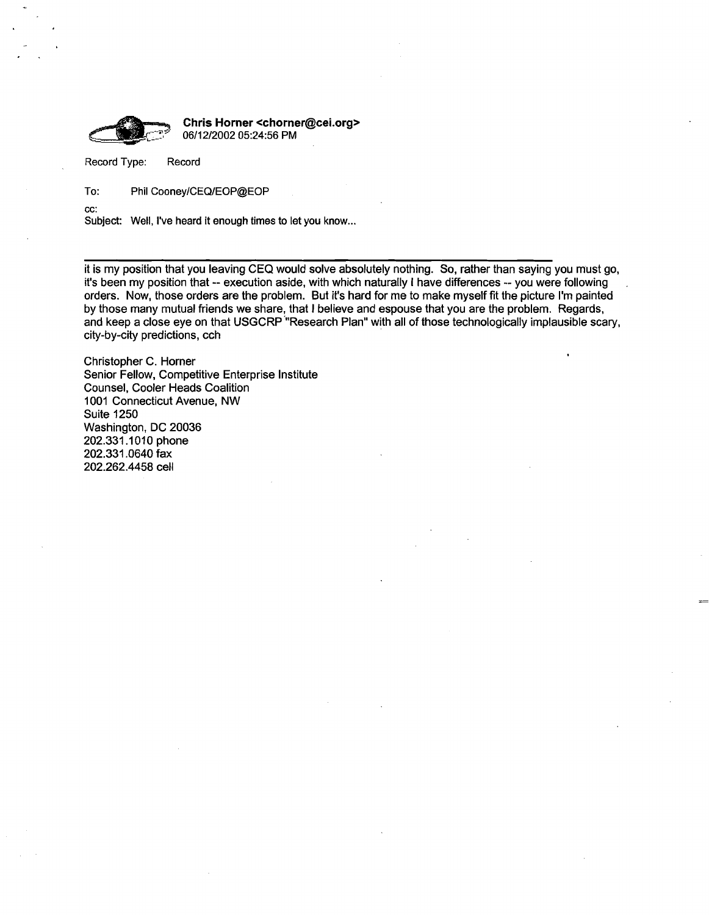**Chris Horner <chorner@cei.org>**
**06/12/2002 05:24:56 PM**

Record Type: Record

To: Phil Cooney/CEQ/EOP@EOP

cc:

Subject: Well, I've heard it enough times to let you know...

---

it is my position that you leaving CEQ would solve absolutely nothing. So, rather than saying you must go, it's been my position that -- execution aside, with which naturally I have differences -- you were following orders. Now, those orders are the problem. But it's hard for me to make myself fit the picture I'm painted by those many mutual friends we share, that I believe and espouse that you are the problem. Regards, and keep a close eye on that USGCRP "Research Plan" with all of those technologically implausible scary, city-by-city predictions, cch

Christopher C. Horner
Senior Fellow, Competitive Enterprise Institute
Counsel, Cooler Heads Coalition
1001 Connecticut Avenue, NW
Suite 1250
Washington, DC 20036
202.331.1010 phone
202.331.0640 fax
202.262.4458 cell